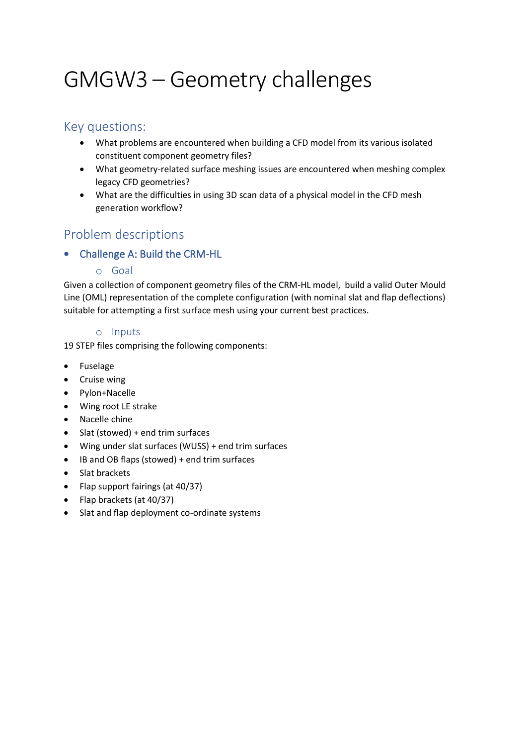# GMGW3 – Geometry challenges

## Key questions:

- What problems are encountered when building a CFD model from its various isolated constituent component geometry files?
- What geometry-related surface meshing issues are encountered when meshing complex legacy CFD geometries?
- What are the difficulties in using 3D scan data of a physical model in the CFD mesh generation workflow?

## Problem descriptions

- ### Challenge A: Build the CRM-HL

  - #### Goal

Given a collection of component geometry files of the CRM-HL model, build a valid Outer Mould Line (OML) representation of the complete configuration (with nominal slat and flap deflections) suitable for attempting a first surface mesh using your current best practices.

  - #### Inputs

19 STEP files comprising the following components:

- Fuselage
- Cruise wing
- Pylon+Nacelle
- Wing root LE strake
- Nacelle chine
- Slat (stowed) + end trim surfaces
- Wing under slat surfaces (WUSS) + end trim surfaces
- IB and OB flaps (stowed) + end trim surfaces
- Slat brackets
- Flap support fairings (at 40/37)
- Flap brackets (at 40/37)
- Slat and flap deployment co-ordinate systems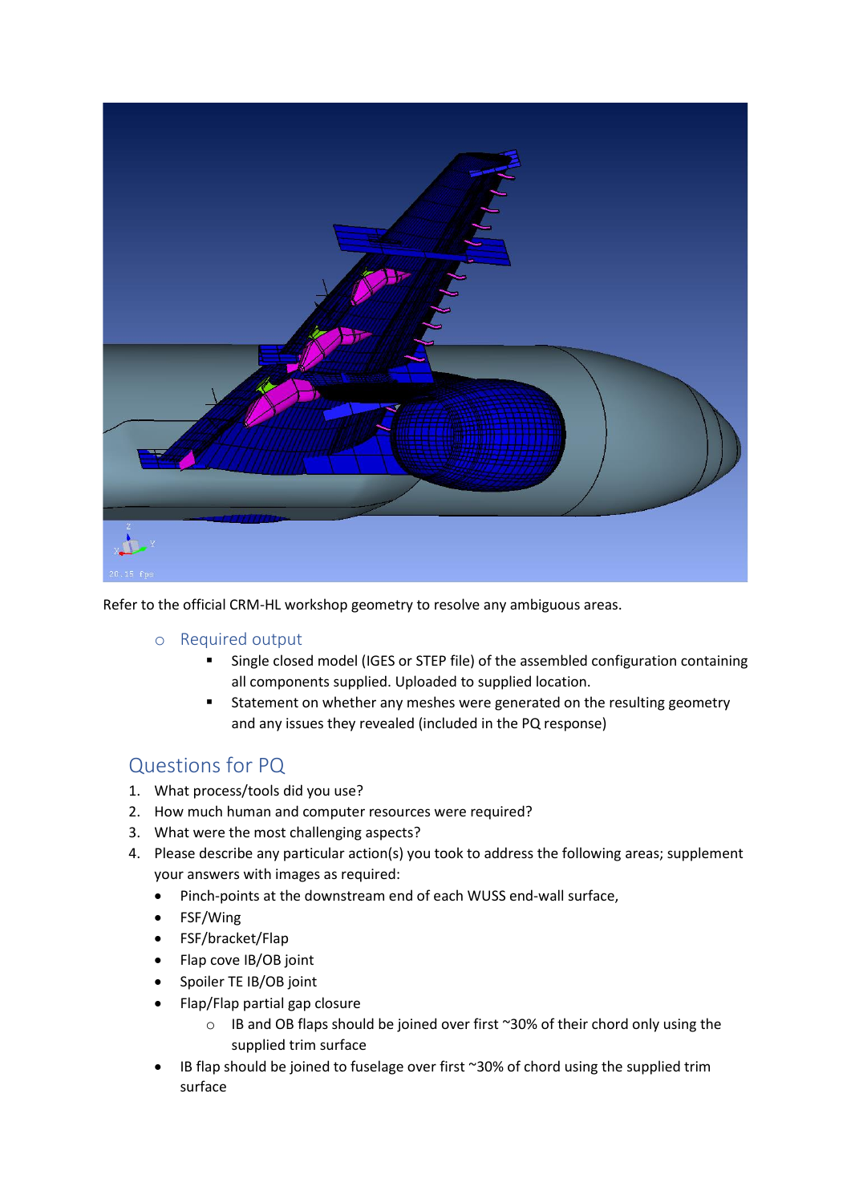Refer to the official CRM-HL workshop geometry to resolve any ambiguous areas.

- Required output
  - Single closed model (IGES or STEP file) of the assembled configuration containing all components supplied. Uploaded to supplied location.
  - Statement on whether any meshes were generated on the resulting geometry and any issues they revealed (included in the PQ response)

## Questions for PQ

1. What process/tools did you use?
2. How much human and computer resources were required?
3. What were the most challenging aspects?
4. Please describe any particular action(s) you took to address the following areas; supplement your answers with images as required:
   - Pinch-points at the downstream end of each WUSS end-wall surface,
   - FSF/Wing
   - FSF/bracket/Flap
   - Flap cove IB/OB joint
   - Spoiler TE IB/OB joint
   - Flap/Flap partial gap closure
     - IB and OB flaps should be joined over first ~30% of their chord only using the supplied trim surface
   - IB flap should be joined to fuselage over first ~30% of chord using the supplied trim surface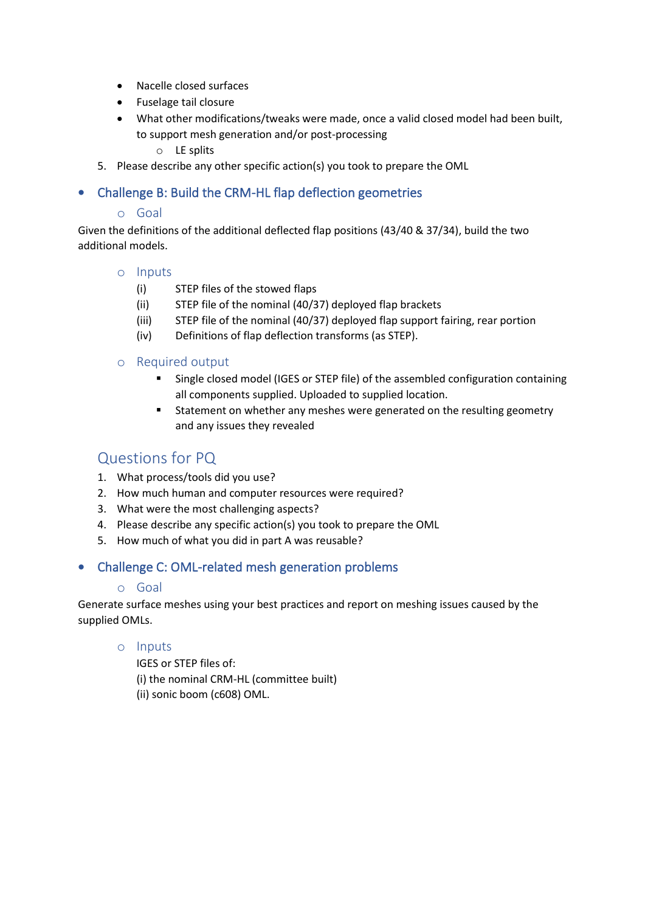- Nacelle closed surfaces
- Fuselage tail closure
- What other modifications/tweaks were made, once a valid closed model had been built, to support mesh generation and/or post-processing
    - LE splits

5. Please describe any other specific action(s) you took to prepare the OML

- ## Challenge B: Build the CRM-HL flap deflection geometries

    - ### Goal

Given the definitions of the additional deflected flap positions (43/40 & 37/34), build the two additional models.

- ### Inputs
    (i) STEP files of the stowed flaps
    (ii) STEP file of the nominal (40/37) deployed flap brackets
    (iii) STEP file of the nominal (40/37) deployed flap support fairing, rear portion
    (iv) Definitions of flap deflection transforms (as STEP).

- ### Required output
    - Single closed model (IGES or STEP file) of the assembled configuration containing all components supplied. Uploaded to supplied location.
    - Statement on whether any meshes were generated on the resulting geometry and any issues they revealed

## Questions for PQ

1. What process/tools did you use?
2. How much human and computer resources were required?
3. What were the most challenging aspects?
4. Please describe any specific action(s) you took to prepare the OML
5. How much of what you did in part A was reusable?

- ## Challenge C: OML-related mesh generation problems

    - ### Goal

Generate surface meshes using your best practices and report on meshing issues caused by the supplied OMLs.

- ### Inputs

    IGES or STEP files of:
    (i) the nominal CRM-HL (committee built)
    (ii) sonic boom (c608) OML.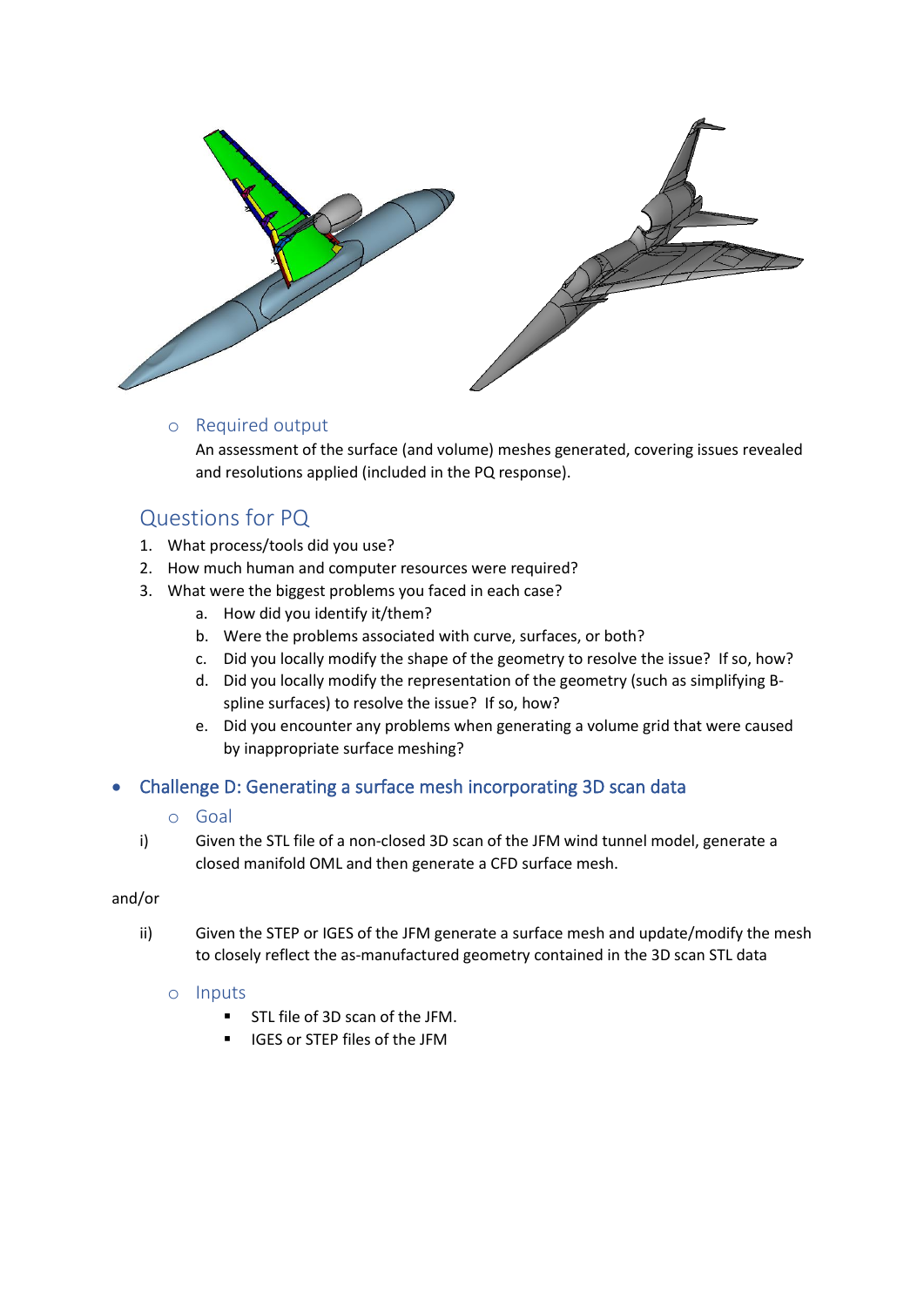- Required output

  An assessment of the surface (and volume) meshes generated, covering issues revealed and resolutions applied (included in the PQ response).

## Questions for PQ

1. What process/tools did you use?
2. How much human and computer resources were required?
3. What were the biggest problems you faced in each case?
   a. How did you identify it/them?
   b. Were the problems associated with curve, surfaces, or both?
   c. Did you locally modify the shape of the geometry to resolve the issue? If so, how?
   d. Did you locally modify the representation of the geometry (such as simplifying B-spline surfaces) to resolve the issue? If so, how?
   e. Did you encounter any problems when generating a volume grid that were caused by inappropriate surface meshing?

- ## Challenge D: Generating a surface mesh incorporating 3D scan data

  - Goal

i) Given the STL file of a non-closed 3D scan of the JFM wind tunnel model, generate a closed manifold OML and then generate a CFD surface mesh.

and/or

ii) Given the STEP or IGES of the JFM generate a surface mesh and update/modify the mesh to closely reflect the as-manufactured geometry contained in the 3D scan STL data

  - Inputs
    - STL file of 3D scan of the JFM.
    - IGES or STEP files of the JFM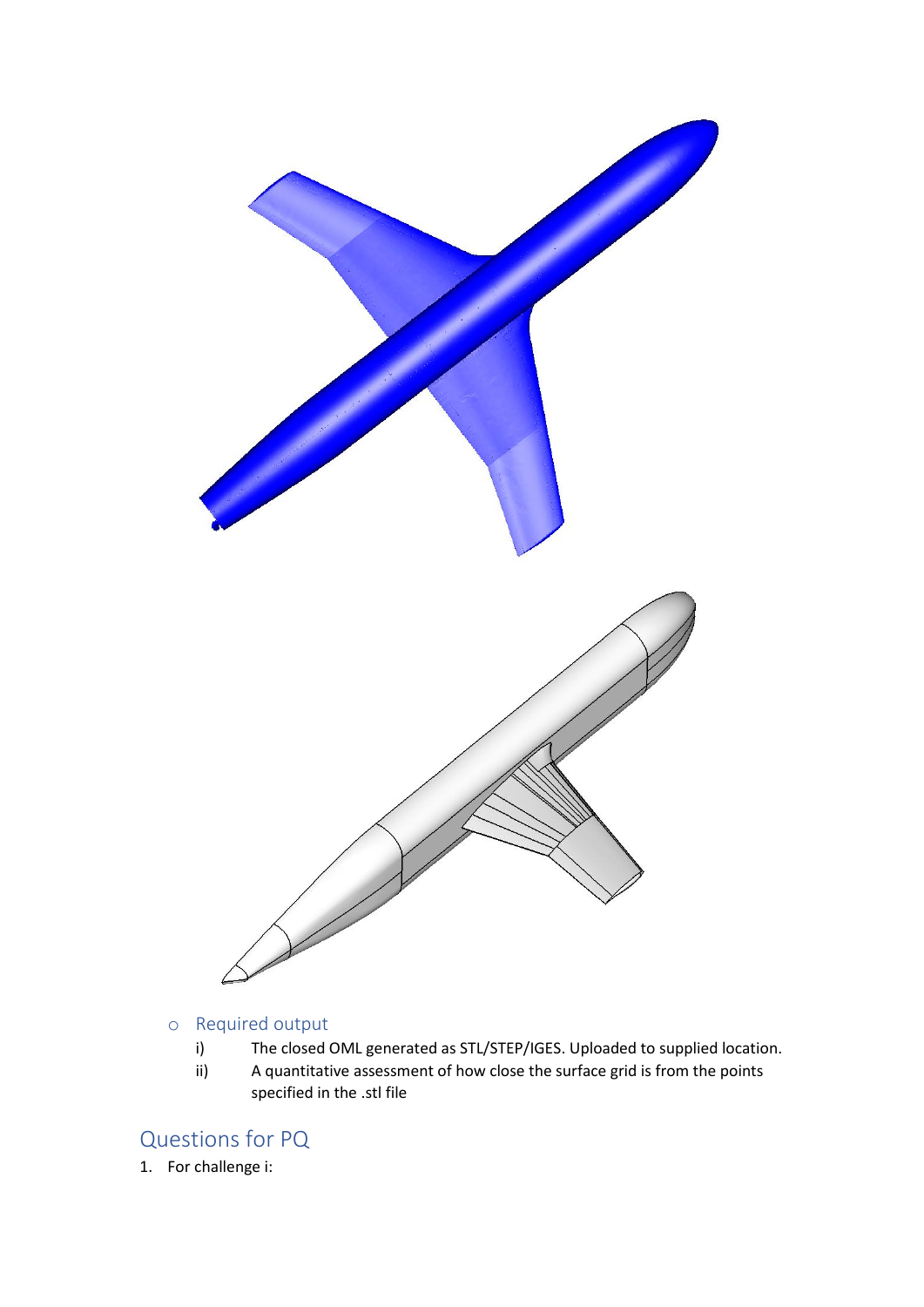- Required output
  - i) The closed OML generated as STL/STEP/IGES. Uploaded to supplied location.
  - ii) A quantitative assessment of how close the surface grid is from the points specified in the .stl file

## Questions for PQ

1. For challenge i: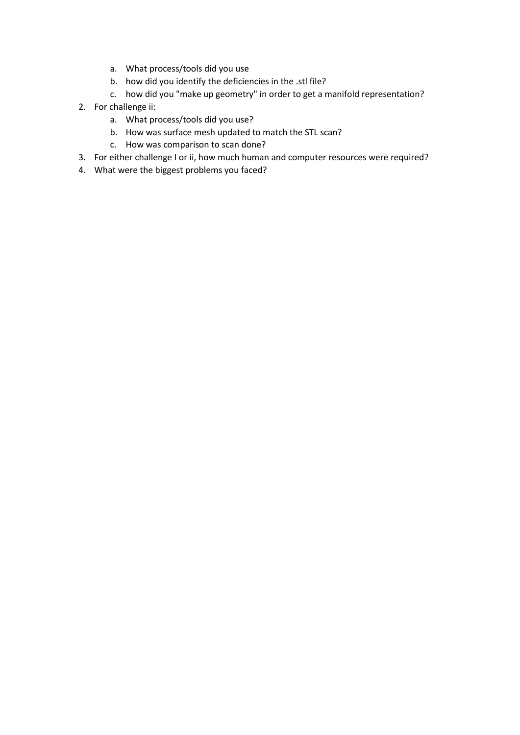a. What process/tools did you use
   b. how did you identify the deficiencies in the .stl file?
   c. how did you "make up geometry" in order to get a manifold representation?
2. For challenge ii:
   a. What process/tools did you use?
   b. How was surface mesh updated to match the STL scan?
   c. How was comparison to scan done?
3. For either challenge I or ii, how much human and computer resources were required?
4. What were the biggest problems you faced?